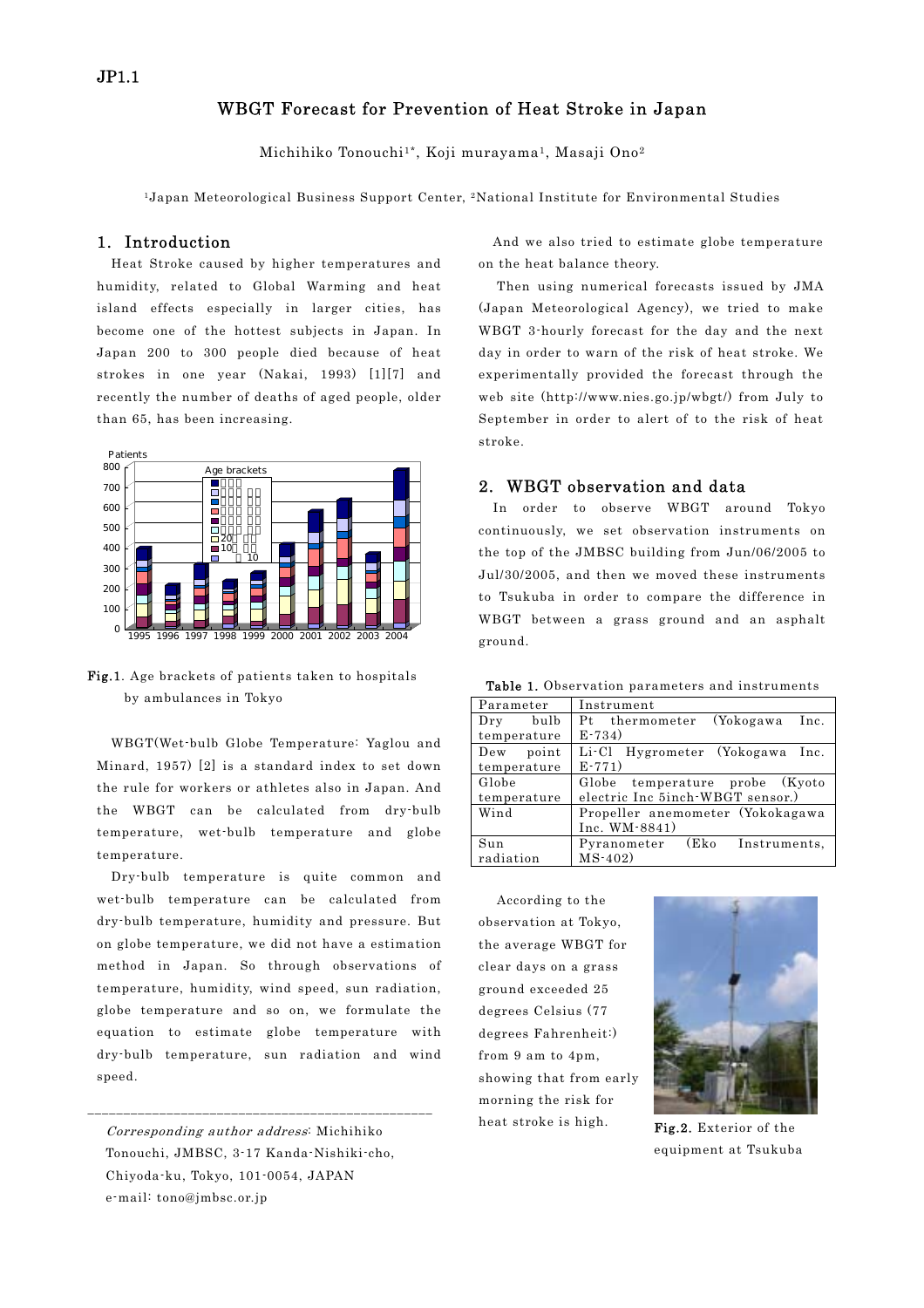JP1.1

# WBGT Forecast for Prevention of Heat Stroke in Japan

Michihiko Tonouchi[1*], Koji murayama[1], Masaji Ono[2]

[1]Japan Meteorological Business Support Center, [2]National Institute for Environmental Studies

## 1. Introduction

Heat Stroke caused by higher temperatures and humidity, related to Global Warming and heat island effects especially in larger cities, has become one of the hottest subjects in Japan. In Japan 200 to 300 people died because of heat strokes in one year (Nakai, 1993) [1][7] and recently the number of deaths of aged people, older than 65, has been increasing.

**Fig.1**. Age brackets of patients taken to hospitals by ambulances in Tokyo

WBGT(Wet-bulb Globe Temperature: Yaglou and Minard, 1957) [2] is a standard index to set down the rule for workers or athletes also in Japan. And the WBGT can be calculated from dry-bulb temperature, wet-bulb temperature and globe temperature.

Dry-bulb temperature is quite common and wet-bulb temperature can be calculated from dry-bulb temperature, humidity and pressure. But on globe temperature, we did not have a estimation method in Japan. So through observations of temperature, humidity, wind speed, sun radiation, globe temperature and so on, we formulate the equation to estimate globe temperature with dry-bulb temperature, sun radiation and wind speed.

*Corresponding author address*: Michihiko Tonouchi, JMBSC, 3-17 Kanda-Nishiki-cho, Chiyoda-ku, Tokyo, 101-0054, JAPAN
e-mail: tono@jmbsc.or.jp

And we also tried to estimate globe temperature on the heat balance theory.

Then using numerical forecasts issued by JMA (Japan Meteorological Agency), we tried to make WBGT 3-hourly forecast for the day and the next day in order to warn of the risk of heat stroke. We experimentally provided the forecast through the web site (http://www.nies.go.jp/wbgt/) from July to September in order to alert of to the risk of heat stroke.

## 2. WBGT observation and data

In order to observe WBGT around Tokyo continuously, we set observation instruments on the top of the JMBSC building from Jun/06/2005 to Jul/30/2005, and then we moved these instruments to Tsukuba in order to compare the difference in WBGT between a grass ground and an asphalt ground.

**Table 1.** Observation parameters and instruments

| Parameter | Instrument |
|---|---|
| Dry bulb temperature | Pt thermometer (Yokogawa Inc. E-734) |
| Dew point temperature | Li-Cl Hygrometer (Yokogawa Inc. E-771) |
| Globe temperature | Globe temperature probe (Kyoto electric Inc 5inch-WBGT sensor.) |
| Wind | Propeller anemometer (Yokokagawa Inc. WM-8841) |
| Sun radiation | Pyranometer (Eko Instruments, MS-402) |

According to the observation at Tokyo, the average WBGT for clear days on a grass ground exceeded 25 degrees Celsius (77 degrees Fahrenheit:) from 9 am to 4pm, showing that from early morning the risk for heat stroke is high.

**Fig.2.** Exterior of the equipment at Tsukuba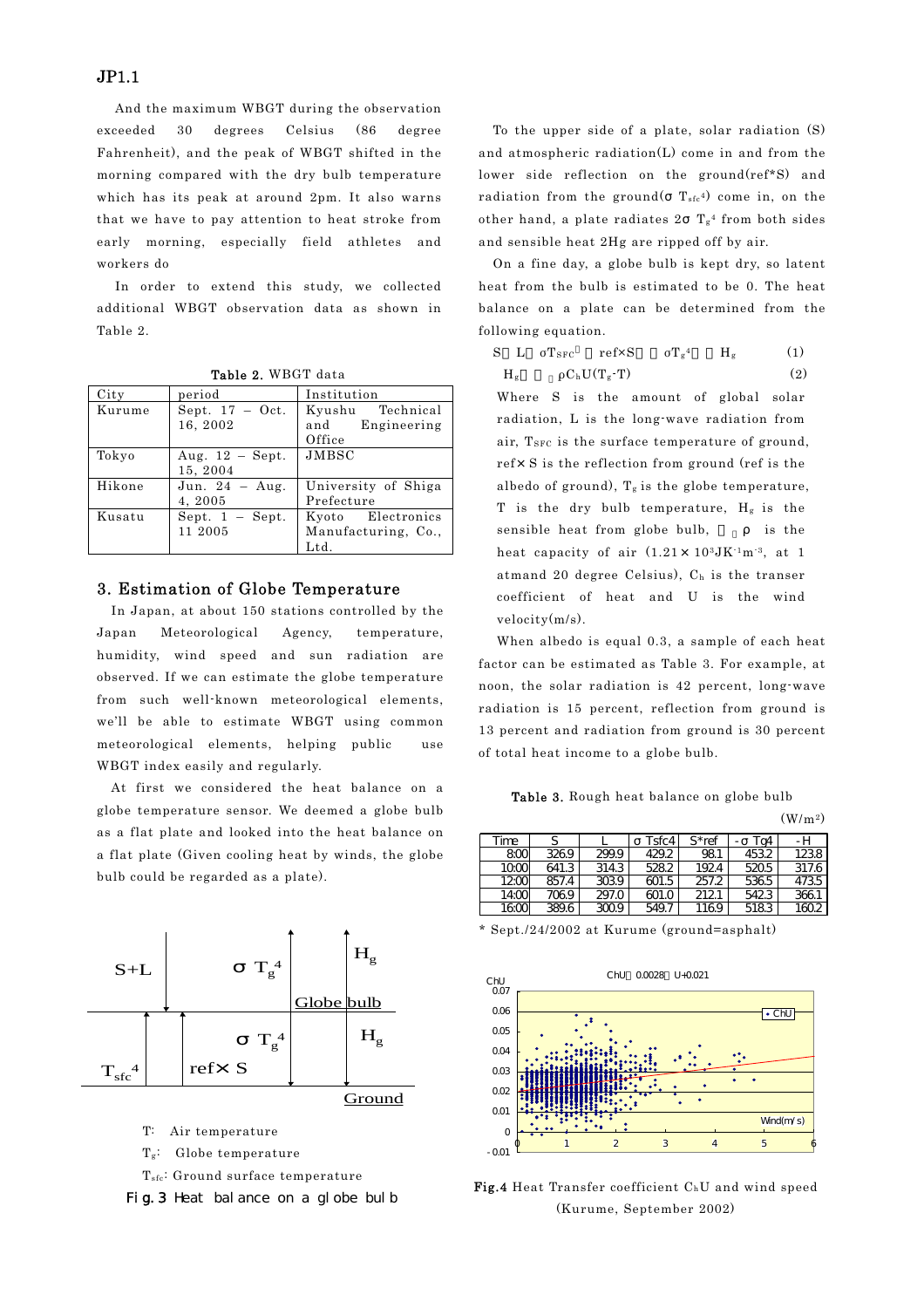And the maximum WBGT during the observation exceeded 30 degrees Celsius (86 degree Fahrenheit), and the peak of WBGT shifted in the morning compared with the dry bulb temperature which has its peak at around 2pm. It also warns that we have to pay attention to heat stroke from early morning, especially field athletes and workers do

In order to extend this study, we collected additional WBGT observation data as shown in Table 2.

**Table 2.** WBGT data

| City | period | Institution |
|---|---|---|
| Kurume | Sept. 17 – Oct. 16, 2002 | Kyushu Technical and Engineering Office |
| Tokyo | Aug. 12 – Sept. 15, 2004 | JMBSC |
| Hikone | Jun. 24 – Aug. 4, 2005 | University of Shiga Prefecture |
| Kusatu | Sept. 1 – Sept. 11 2005 | Kyoto Electronics Manufacturing, Co., Ltd. |

## 3. Estimation of Globe Temperature

In Japan, at about 150 stations controlled by the Japan Meteorological Agency, temperature, humidity, wind speed and sun radiation are observed. If we can estimate the globe temperature from such well-known meteorological elements, we'll be able to estimate WBGT using common meteorological elements, helping public use WBGT index easily and regularly.

At first we considered the heat balance on a globe temperature sensor. We deemed a globe bulb as a flat plate and looked into the heat balance on a flat plate (Given cooling heat by winds, the globe bulb could be regarded as a plate).

T: Air temperature

$T_g$: Globe temperature

$T_{sfc}$: Ground surface temperature

**Fig. 3** Heat balance on a globe bulb

To the upper side of a plate, solar radiation (S) and atmospheric radiation(L) come in and from the lower side reflection on the ground(ref*S) and radiation from the ground($\sigma T_{sfc}^4$) come in, on the other hand, a plate radiates $2\sigma T_g^4$ from both sides and sensible heat 2Hg are ripped off by air.

On a fine day, a globe bulb is kept dry, so latent heat from the bulb is estimated to be 0. The heat balance on a plate can be determined from the following equation.

$$S + L + \sigma T_{SFC}^4 + ref \times S = 2\sigma T_g^4 + 2H_g \qquad (1)$$

$$H_g = c_p \rho C_h U (T_g - T) \qquad (2)$$

Where S is the amount of global solar radiation, L is the long-wave radiation from air, $T_{SFC}$ is the surface temperature of ground, ref× S is the reflection from ground (ref is the albedo of ground), $T_g$ is the globe temperature, T is the dry bulb temperature, $H_g$ is the sensible heat from globe bulb, $c_p \rho$ is the heat capacity of air ($1.21\times10^3$JK$^{-1}$m$^{-3}$, at 1 atmand 20 degree Celsius), $C_h$ is the transer coefficient of heat and U is the wind velocity(m/s).

When albedo is equal 0.3, a sample of each heat factor can be estimated as Table 3. For example, at noon, the solar radiation is 42 percent, long-wave radiation is 15 percent, reflection from ground is 13 percent and radiation from ground is 30 percent of total heat income to a globe bulb.

**Table 3.** Rough heat balance on globe bulb (W/m$^2$)

| Time | S | L | σ Tsfc4 | S*ref | -σ Tg4 | -H |
|---|---|---|---|---|---|---|
| 8:00 | 326.9 | 299.9 | 429.2 | 98.1 | 453.2 | 123.8 |
| 10:00 | 641.3 | 314.3 | 528.2 | 192.4 | 520.5 | 317.6 |
| 12:00 | 857.4 | 303.9 | 601.5 | 257.2 | 536.5 | 473.5 |
| 14:00 | 706.9 | 297.0 | 601.0 | 212.1 | 542.3 | 366.1 |
| 16:00 | 389.6 | 300.9 | 549.7 | 116.9 | 518.3 | 160.2 |

\* Sept./24/2002 at Kurume (ground=asphalt)

**Fig.4** Heat Transfer coefficient $C_hU$ and wind speed (Kurume, September 2002)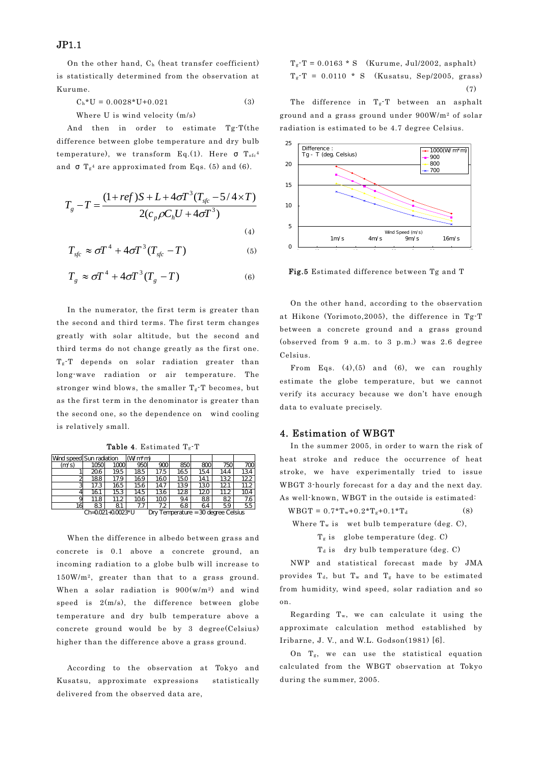On the other hand, $C_h$ (heat transfer coefficient) is statistically determined from the observation at Kurume.

$$C_h*U = 0.0028*U+0.021 \quad (3)$$

Where U is wind velocity (m/s)

And then in order to estimate Tg-T(the difference between globe temperature and dry bulb temperature), we transform Eq.(1). Here $\sigma T_{sfc}^4$ and $\sigma T_g^4$ are approximated from Eqs. (5) and (6).

$$T_g - T = \frac{(1+ref)S + L + 4\sigma T^3(T_{sfc} - 5/4\times T)}{2(c_p \rho C_h U + 4\sigma T^3)} \quad (4)$$

$$T_{sfc} \approx \sigma T^4 + 4\sigma T^3(T_{sfc} - T) \quad (5)$$

$$T_g \approx \sigma T^4 + 4\sigma T^3(T_g - T) \quad (6)$$

In the numerator, the first term is greater than the second and third terms. The first term changes greatly with solar altitude, but the second and third terms do not change greatly as the first one. $T_g$-T depends on solar radiation greater than long-wave radiation or air temperature. The stronger wind blows, the smaller $T_g$-T becomes, but as the first term in the denominator is greater than the second one, so the dependence on wind cooling is relatively small.

**Table 4**. Estimated $T_g$-T

| Wind speed | Sun radiation | (W/m*m) | | | | | | |
|---|---|---|---|---|---|---|---|---|
| (m/s) | 1050 | 1000 | 950 | 900 | 850 | 800 | 750 | 700 |
| 1 | 20.6 | 19.5 | 18.5 | 17.5 | 16.5 | 15.4 | 14.4 | 13.4 |
| 2 | 18.8 | 17.9 | 16.9 | 16.0 | 15.0 | 14.1 | 13.2 | 12.2 |
| 3 | 17.3 | 16.5 | 15.6 | 14.7 | 13.9 | 13.0 | 12.1 | 11.2 |
| 4 | 16.1 | 15.3 | 14.5 | 13.6 | 12.8 | 12.0 | 11.2 | 10.4 |
| 9 | 11.8 | 11.2 | 10.6 | 10.0 | 9.4 | 8.8 | 8.2 | 7.6 |
| 16 | 8.3 | 8.1 | 7.7 | 7.2 | 6.8 | 6.4 | 5.9 | 5.5 |

Ch=0.021+0.0023*U    Dry Temperature = 30 degree Celsius

When the difference in albedo between grass and concrete is 0.1 above a concrete ground, an incoming radiation to a globe bulb will increase to 150W/m², greater than that to a grass ground. When a solar radiation is 900(w/m²) and wind speed is 2(m/s), the difference between globe temperature and dry bulb temperature above a concrete ground would be by 3 degree(Celsius) higher than the difference above a grass ground.

According to the observation at Tokyo and Kusatsu, approximate expressions statistically delivered from the observed data are,

$$T_g\text{-}T = 0.0163 * S \quad \text{(Kurume, Jul/2002, asphalt)}$$
$$T_g\text{-}T = 0.0110 * S \quad \text{(Kusatsu, Sep/2005, grass)} \quad (7)$$

The difference in $T_g$-T between an asphalt ground and a grass ground under 900W/m² of solar radiation is estimated to be 4.7 degree Celsius.

**Fig.5** Estimated difference between Tg and T

On the other hand, according to the observation at Hikone (Yorimoto,2005), the difference in Tg-T between a concrete ground and a grass ground (observed from 9 a.m. to 3 p.m.) was 2.6 degree Celsius.

From Eqs. (4),(5) and (6), we can roughly estimate the globe temperature, but we cannot verify its accuracy because we don't have enough data to evaluate precisely.

## 4. Estimation of WBGT

In the summer 2005, in order to warn the risk of heat stroke and reduce the occurrence of heat stroke, we have experimentally tried to issue WBGT 3-hourly forecast for a day and the next day. As well-known, WBGT in the outside is estimated:

$$WBGT = 0.7*T_w+0.2*T_g+0.1*T_d \quad (8)$$

Where $T_w$ is wet bulb temperature (deg. C),

$T_g$ is globe temperature (deg. C)

$T_d$ is dry bulb temperature (deg. C)

NWP and statistical forecast made by JMA provides $T_d$, but $T_w$ and $T_g$ have to be estimated from humidity, wind speed, solar radiation and so on.

Regarding $T_w$, we can calculate it using the approximate calculation method established by Iribarne, J. V., and W.L. Godson(1981) [6].

On $T_g$, we can use the statistical equation calculated from the WBGT observation at Tokyo during the summer, 2005.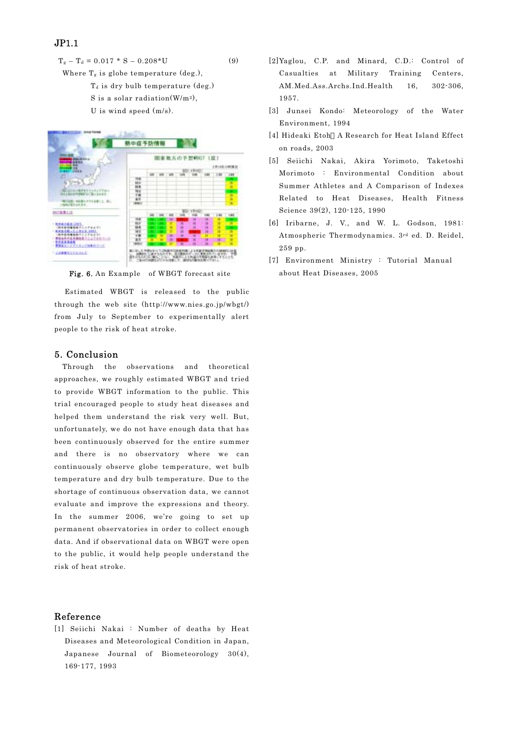$$T_g - T_d = 0.017 * S - 0.208 * U \quad (9)$$

Where $T_g$ is globe temperature (deg.),

$T_d$ is dry bulb temperature (deg.)

S is a solar radiation(W/m$^2$),

U is wind speed (m/s).

**Fig. 6.** An Example of WBGT forecast site

Estimated WBGT is released to the public through the web site (http://www.nies.go.jp/wbgt/) from July to September to experimentally alert people to the risk of heat stroke.

## 5. Conclusion

Through the observations and theoretical approaches, we roughly estimated WBGT and tried to provide WBGT information to the public. This trial encouraged people to study heat diseases and helped them understand the risk very well. But, unfortunately, we do not have enough data that has been continuously observed for the entire summer and there is no observatory where we can continuously observe globe temperature, wet bulb temperature and dry bulb temperature. Due to the shortage of continuous observation data, we cannot evaluate and improve the expressions and theory. In the summer 2006, we're going to set up permanent observatories in order to collect enough data. And if observational data on WBGT were open to the public, it would help people understand the risk of heat stroke.

## Reference

[1] Seiichi Nakai : Number of deaths by Heat Diseases and Meteorological Condition in Japan, Japanese Journal of Biometeorology 30(4), 169-177, 1993

[2]Yaglou, C.P. and Minard, C.D.: Control of Casualties at Military Training Centers, AM.Med.Ass.Archs.Ind.Health 16, 302-306, 1957.

[3] Junsei Kondo: Meteorology of the Water Environment, 1994

[4] Hideaki Etoh A Research for Heat Island Effect on roads, 2003

[5] Seiichi Nakai, Akira Yorimoto, Taketoshi Morimoto : Environmental Condition about Summer Athletes and A Comparison of Indexes Related to Heat Diseases, Health Fitness Science 39(2), 120-125, 1990

[6] Iribarne, J. V., and W. L. Godson, 1981: Atmospheric Thermodynamics. 3rd ed. D. Reidel, 259 pp.

[7] Environment Ministry : Tutorial Manual about Heat Diseases, 2005